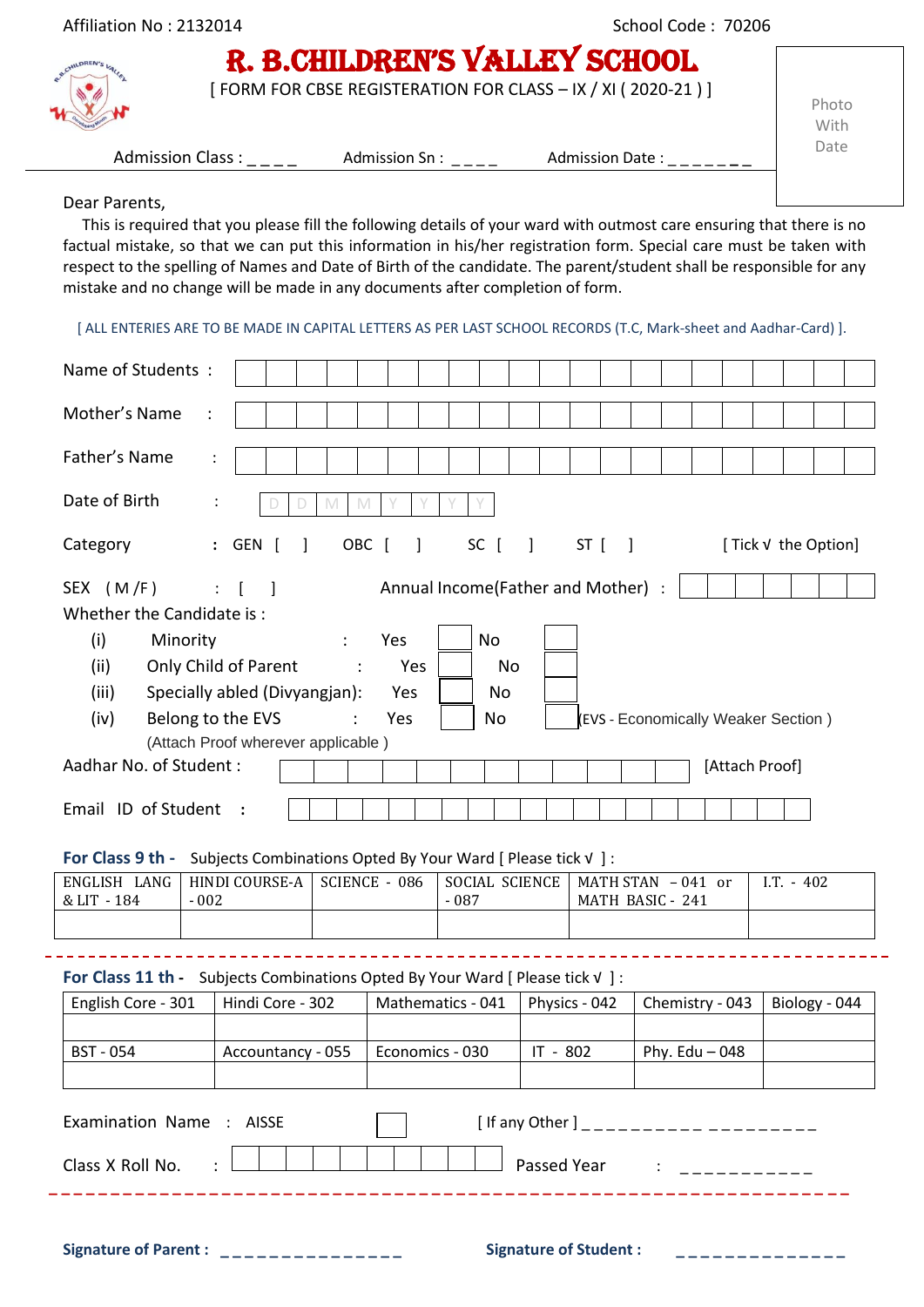Affiliation No : 2132014 School Code : 70206

# R. B.CHILDREN'S VALLEY SCHOOL

[ FORM FOR CBSE REGISTERATION FOR CLASS – IX / XI ( 2020-21 ) ]

Photo With Date

Admission Class : _ _ _ _ Admission Sn : _ _ _ _ Admission Date : _ _ _ _ _ _ _

Dear Parents,

This is required that you please fill the following details of your ward with outmost care ensuring that there is no factual mistake, so that we can put this information in his/her registration form. Special care must be taken with respect to the spelling of Names and Date of Birth of the candidate. The parent/student shall be responsible for any mistake and no change will be made in any documents after completion of form.

[ ALL ENTERIES ARE TO BE MADE IN CAPITAL LETTERS AS PER LAST SCHOOL RECORDS (T.C, Mark-sheet and Aadhar-Card) ].

Name of Students :

Mother's Name :

Father's Name :

Date of Birth : D D M M Y Y Y Y

Category : GEN [ ] OBC [ ] SC [ ] ST [ ] [ Tick √ the Option]

SEX ( M /F ) : [ ] Annual Income(Father and Mother) :

Whether the Candidate is :

(i) Minority : Yes [ ] No [ ]

(ii) Only Child of Parent : Yes [ ] No [ ]

(iii) Specially abled (Divyangjan): Yes [ ] No [ ]

(iv) Belong to the EVS : Yes [ ] No [ ] (EVS - Economically Weaker Section )

(Attach Proof wherever applicable )

Aadhar No. of Student : [Attach Proof]

Email ID of Student :

**For Class 9 th -** Subjects Combinations Opted By Your Ward [ Please tick √ ] :

| ENGLISH LANG & LIT - 184 | HINDI COURSE-A - 002 | SCIENCE - 086 | SOCIAL SCIENCE - 087 | MATH STAN – 041 or MATH BASIC - 241 | I.T. - 402 |
|---|---|---|---|---|---|
| | | | | | |

**For Class 11 th -** Subjects Combinations Opted By Your Ward [ Please tick √ ] :

| English Core - 301 | Hindi Core - 302 | Mathematics - 041 | Physics - 042 | Chemistry - 043 | Biology - 044 |
|---|---|---|---|---|---|
| | | | | | |
| BST - 054 | Accountancy - 055 | Economics - 030 | IT - 802 | Phy. Edu – 048 | |
| | | | | | |

Examination Name : AISSE [ ] [ If any Other ] _ _ _ _ _ _ _ _ _ _ _ _ _ _ _ _ _ _ _

Class X Roll No. : Passed Year : _ _ _ _ _ _ _ _ _ _ _

**Signature of Parent :** _ _ _ _ _ _ _ _ _ _ _ _ _ _ _ **Signature of Student :** _ _ _ _ _ _ _ _ _ _ _ _ _ _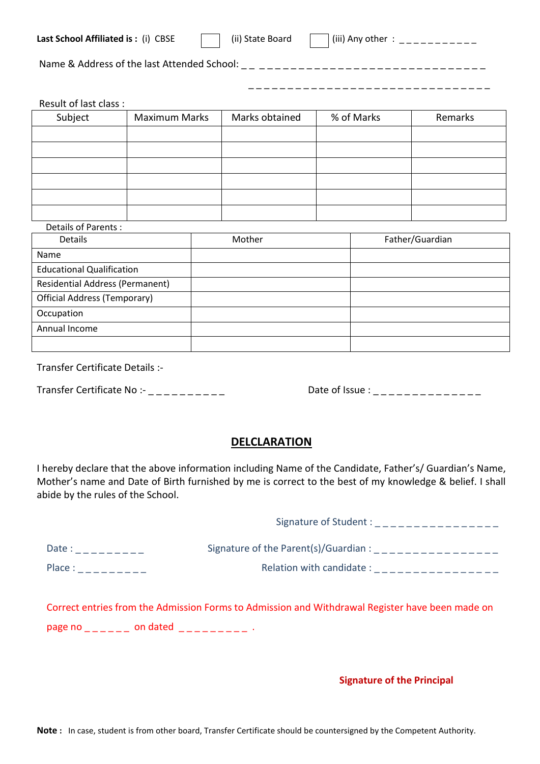**Last School Affiliated is :** (i) CBSE ☐ (ii) State Board ☐ (iii) Any other : ___________

Name & Address of the last Attended School: _________________________________

_________________________________

Result of last class :

| Subject | Maximum Marks | Marks obtained | % of Marks | Remarks |
|---|---|---|---|---|
| | | | | |
| | | | | |
| | | | | |
| | | | | |
| | | | | |
| | | | | |

Details of Parents :

| Details | Mother | Father/Guardian |
|---|---|---|
| Name | | |
| Educational Qualification | | |
| Residential Address (Permanent) | | |
| Official Address (Temporary) | | |
| Occupation | | |
| Annual Income | | |
| | | |

Transfer Certificate Details :-

Transfer Certificate No :- __________ Date of Issue : ______________

## DELCLARATION

I hereby declare that the above information including Name of the Candidate, Father's/ Guardian's Name, Mother's name and Date of Birth furnished by me is correct to the best of my knowledge & belief. I shall abide by the rules of the School.

Signature of Student : ________________

Date : _________ Signature of the Parent(s)/Guardian : ________________

Place : _________ Relation with candidate : ________________

Correct entries from the Admission Forms to Admission and Withdrawal Register have been made on page no ______ on dated _________ .

**Signature of the Principal**

**Note :** In case, student is from other board, Transfer Certificate should be countersigned by the Competent Authority.